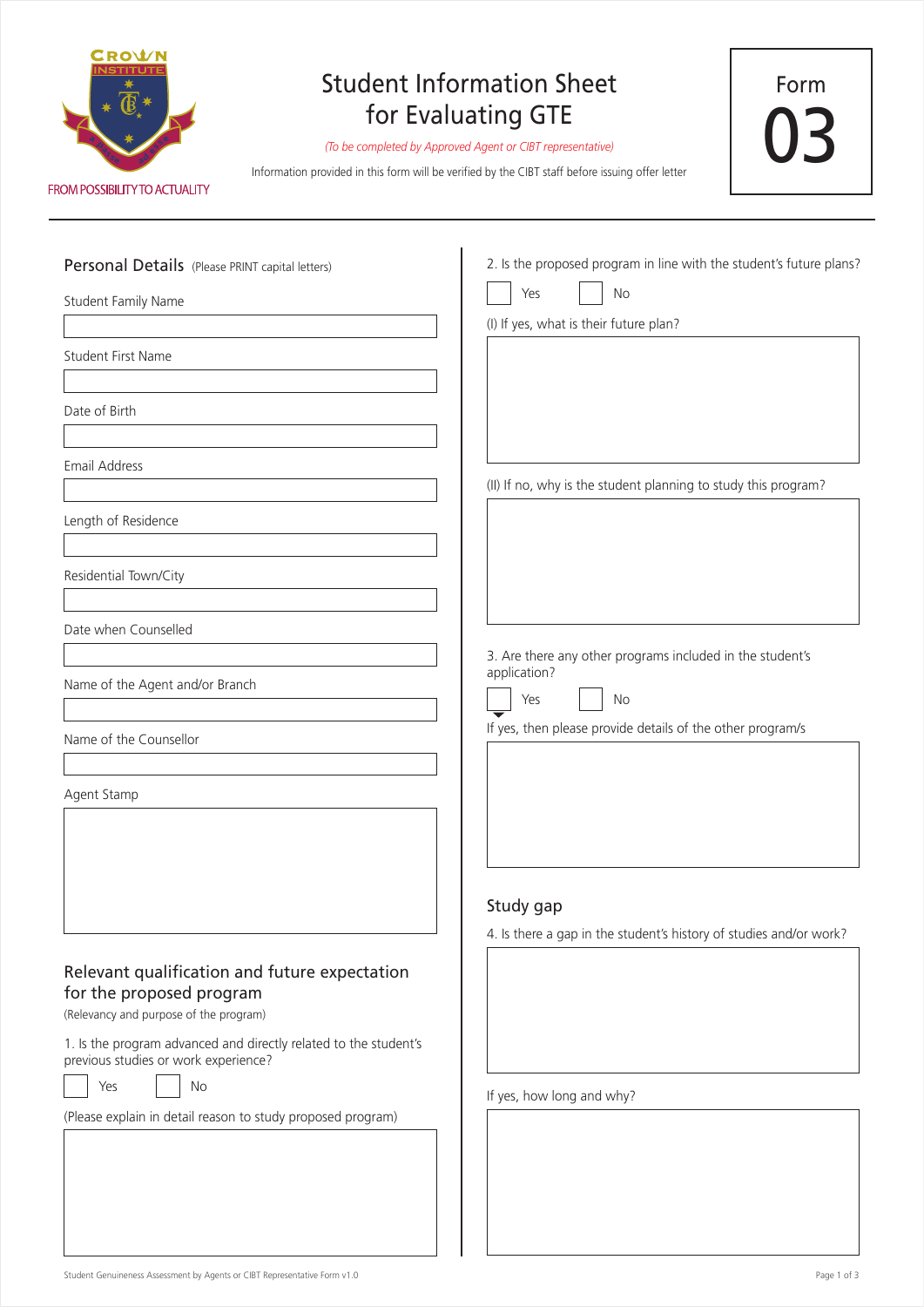CROWN INSTITUTE

FROM POSSIBILITY TO ACTUALITY

# Student Information Sheet for Evaluating GTE

*(To be completed by Approved Agent or CIBT representative)*

Information provided in this form will be verified by the CIBT staff before issuing offer letter

Form 03

## Personal Details (Please PRINT capital letters)

Student Family Name

Student First Name

Date of Birth

Email Address

Length of Residence

Residential Town/City

Date when Counselled

Name of the Agent and/or Branch

Name of the Counsellor

Agent Stamp

## Relevant qualification and future expectation for the proposed program

(Relevancy and purpose of the program)

1. Is the program advanced and directly related to the student's previous studies or work experience?

☐ Yes ☐ No

(Please explain in detail reason to study proposed program)

2. Is the proposed program in line with the student's future plans?

☐ Yes ☐ No

(I) If yes, what is their future plan?

(II) If no, why is the student planning to study this program?

3. Are there any other programs included in the student's application?

☐ Yes ☐ No

If yes, then please provide details of the other program/s

## Study gap

4. Is there a gap in the student's history of studies and/or work?

If yes, how long and why?

Student Genuineness Assessment by Agents or CIBT Representative Form v1.0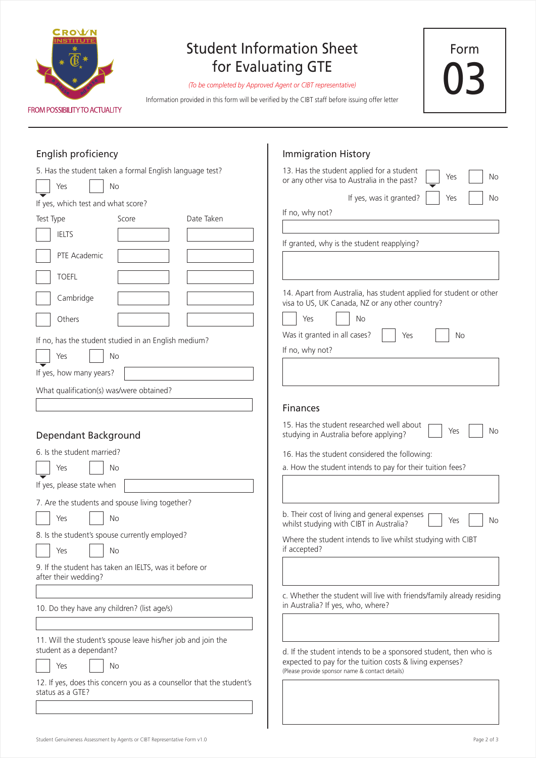CROWN INSTITUTE

FROM POSSIBILITY TO ACTUALITY

# Student Information Sheet for Evaluating GTE

*(To be completed by Approved Agent or CIBT representative)*

Information provided in this form will be verified by the CIBT staff before issuing offer letter

Form 03

## English proficiency

5. Has the student taken a formal English language test?

☐ Yes ☐ No

If yes, which test and what score?

| Test Type | Score | Date Taken |
|---|---|---|
| ☐ IELTS | | |
| ☐ PTE Academic | | |
| ☐ TOEFL | | |
| ☐ Cambridge | | |
| ☐ Others | | |

If no, has the student studied in an English medium?

☐ Yes ☐ No

If yes, how many years?

What qualification(s) was/were obtained?

## Dependant Background

6. Is the student married?

☐ Yes ☐ No

If yes, please state when

7. Are the students and spouse living together?

☐ Yes ☐ No

8. Is the student's spouse currently employed?

☐ Yes ☐ No

9. If the student has taken an IELTS, was it before or after their wedding?

10. Do they have any children? (list age/s)

11. Will the student's spouse leave his/her job and join the student as a dependant?

☐ Yes ☐ No

12. If yes, does this concern you as a counsellor that the student's status as a GTE?

## Immigration History

13. Has the student applied for a student or any other visa to Australia in the past? ☐ Yes ☐ No

If yes, was it granted? ☐ Yes ☐ No

If no, why not?

If granted, why is the student reapplying?

14. Apart from Australia, has student applied for student or other visa to US, UK Canada, NZ or any other country?

☐ Yes ☐ No

Was it granted in all cases? ☐ Yes ☐ No

If no, why not?

## Finances

15. Has the student researched well about studying in Australia before applying? ☐ Yes ☐ No

16. Has the student considered the following:

a. How the student intends to pay for their tuition fees?

b. Their cost of living and general expenses whilst studying with CIBT in Australia? ☐ Yes ☐ No

Where the student intends to live whilst studying with CIBT if accepted?

c. Whether the student will live with friends/family already residing in Australia? If yes, who, where?

d. If the student intends to be a sponsored student, then who is expected to pay for the tuition costs & living expenses?
(Please provide sponsor name & contact details)

Student Genuineness Assessment by Agents or CIBT Representative Form v1.0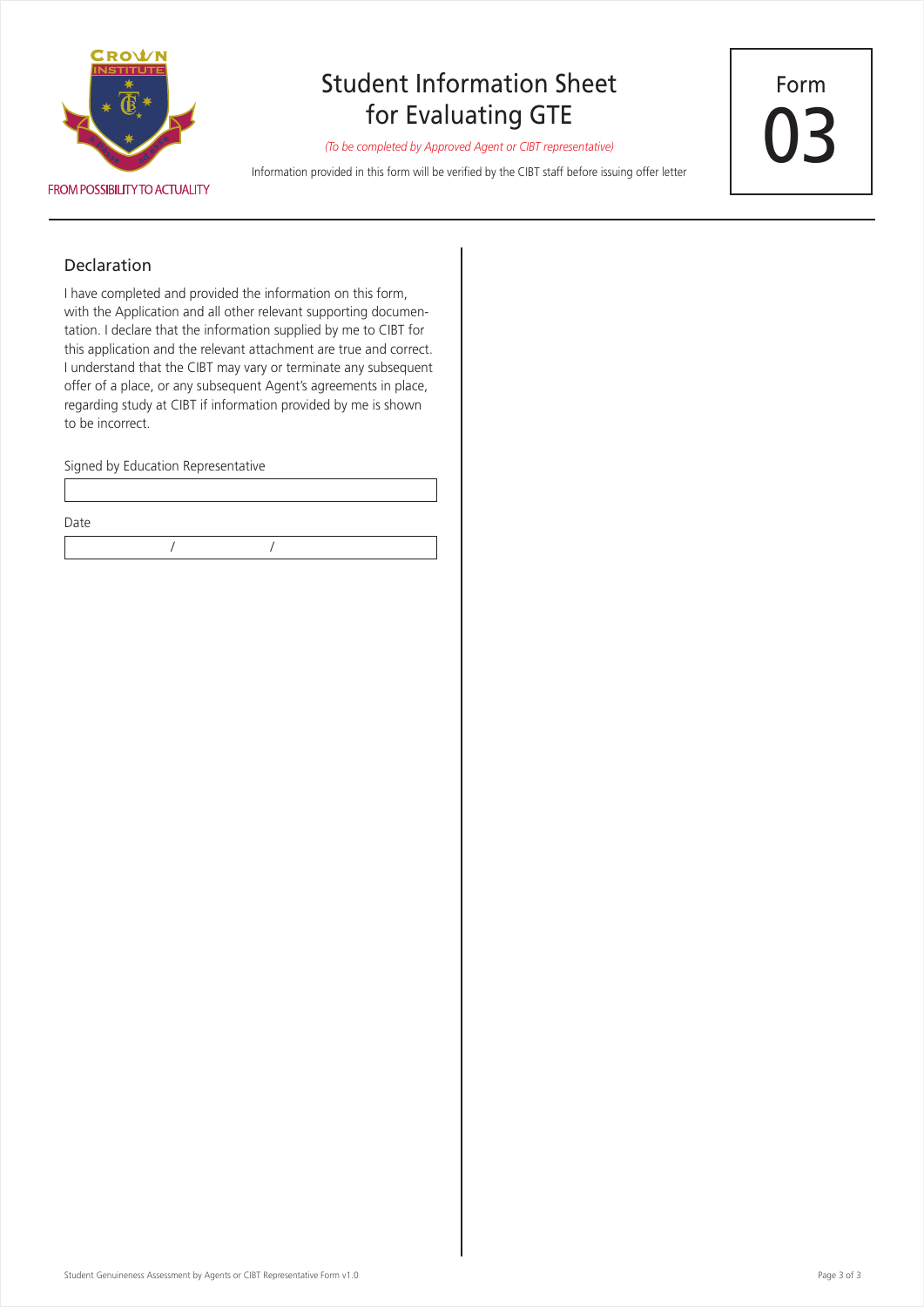# Student Information Sheet for Evaluating GTE

*(To be completed by Approved Agent or CIBT representative)*

Information provided in this form will be verified by the CIBT staff before issuing offer letter

Form 03

FROM POSSIBILITY TO ACTUALITY

## Declaration

I have completed and provided the information on this form, with the Application and all other relevant supporting documentation. I declare that the information supplied by me to CIBT for this application and the relevant attachment are true and correct. I understand that the CIBT may vary or terminate any subsequent offer of a place, or any subsequent Agent's agreements in place, regarding study at CIBT if information provided by me is shown to be incorrect.

Signed by Education Representative

Date

/ /